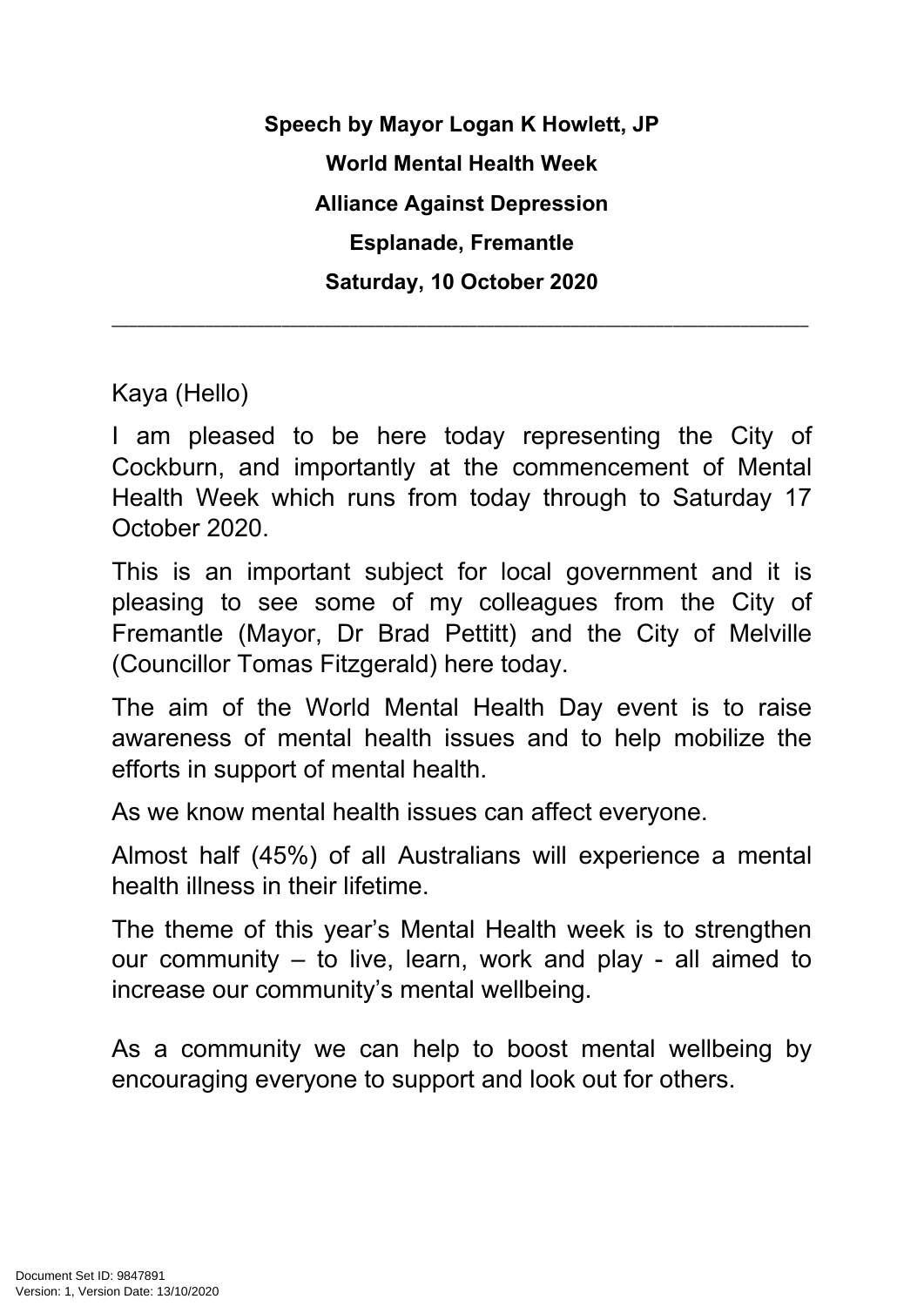**Speech by Mayor Logan K Howlett, JP**

**World Mental Health Week**

**Alliance Against Depression**

**Esplanade, Fremantle**

**Saturday, 10 October 2020**

---

Kaya (Hello)

I am pleased to be here today representing the City of Cockburn, and importantly at the commencement of Mental Health Week which runs from today through to Saturday 17 October 2020.

This is an important subject for local government and it is pleasing to see some of my colleagues from the City of Fremantle (Mayor, Dr Brad Pettitt) and the City of Melville (Councillor Tomas Fitzgerald) here today.

The aim of the World Mental Health Day event is to raise awareness of mental health issues and to help mobilize the efforts in support of mental health.

As we know mental health issues can affect everyone.

Almost half (45%) of all Australians will experience a mental health illness in their lifetime.

The theme of this year's Mental Health week is to strengthen our community – to live, learn, work and play - all aimed to increase our community's mental wellbeing.

As a community we can help to boost mental wellbeing by encouraging everyone to support and look out for others.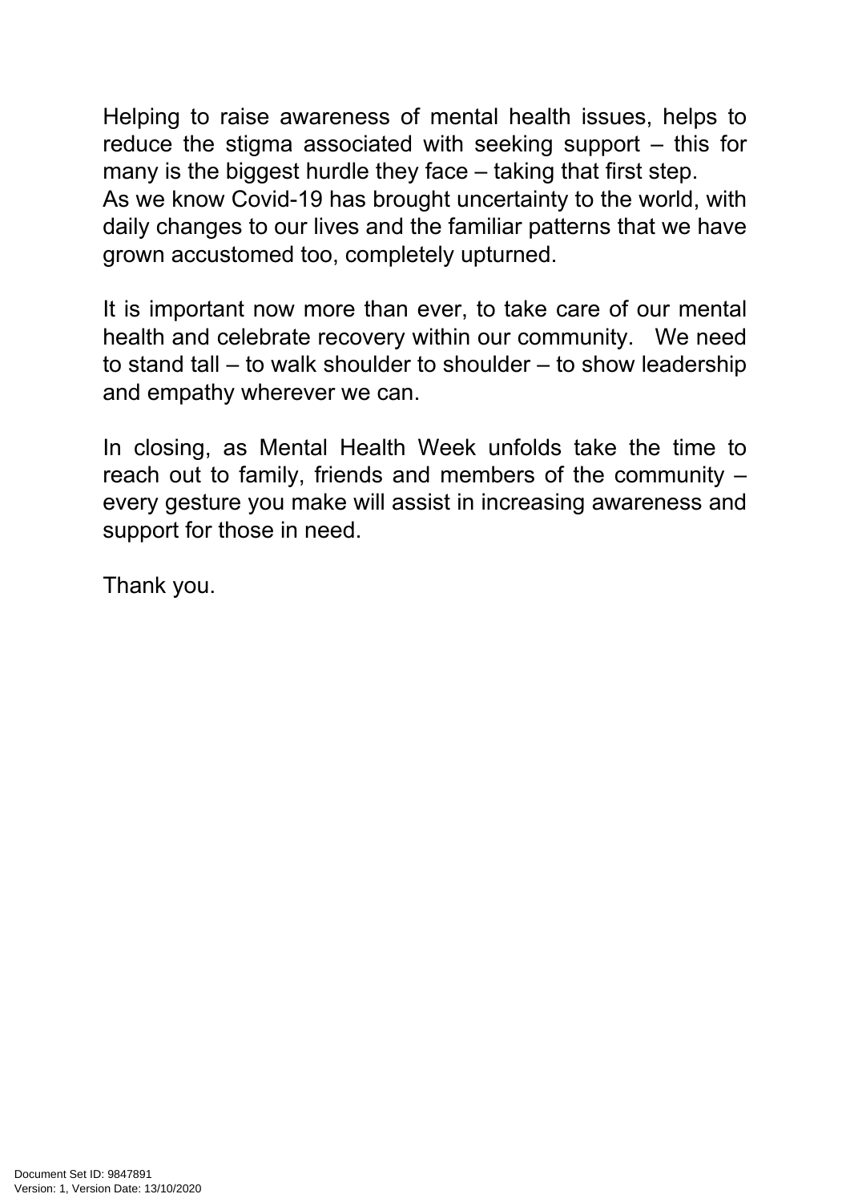Helping to raise awareness of mental health issues, helps to reduce the stigma associated with seeking support – this for many is the biggest hurdle they face – taking that first step.
As we know Covid-19 has brought uncertainty to the world, with daily changes to our lives and the familiar patterns that we have grown accustomed too, completely upturned.

It is important now more than ever, to take care of our mental health and celebrate recovery within our community.   We need to stand tall – to walk shoulder to shoulder – to show leadership and empathy wherever we can.

In closing, as Mental Health Week unfolds take the time to reach out to family, friends and members of the community – every gesture you make will assist in increasing awareness and support for those in need.

Thank you.